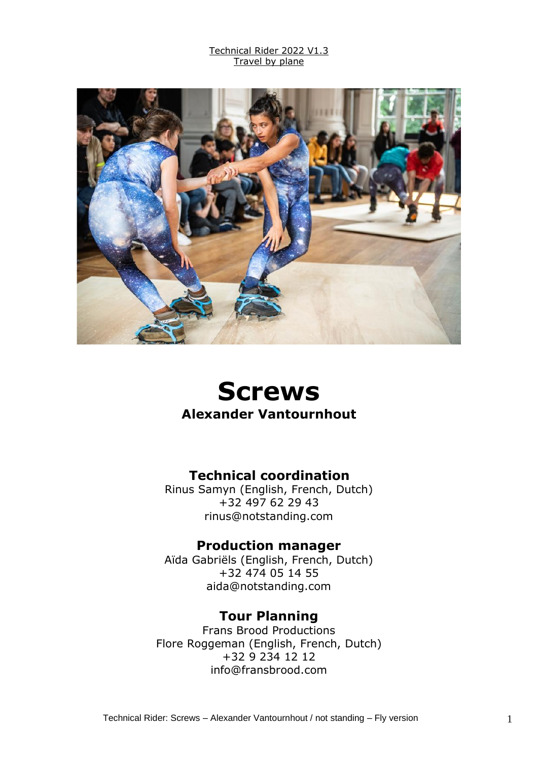Technical Rider 2022 V1.3
Travel by plane

# Screws

## Alexander Vantournhout

### Technical coordination

Rinus Samyn (English, French, Dutch)
+32 497 62 29 43
rinus@notstanding.com

### Production manager

Aïda Gabriëls (English, French, Dutch)
+32 474 05 14 55
aida@notstanding.com

### Tour Planning

Frans Brood Productions
Flore Roggeman (English, French, Dutch)
+32 9 234 12 12
info@fransbrood.com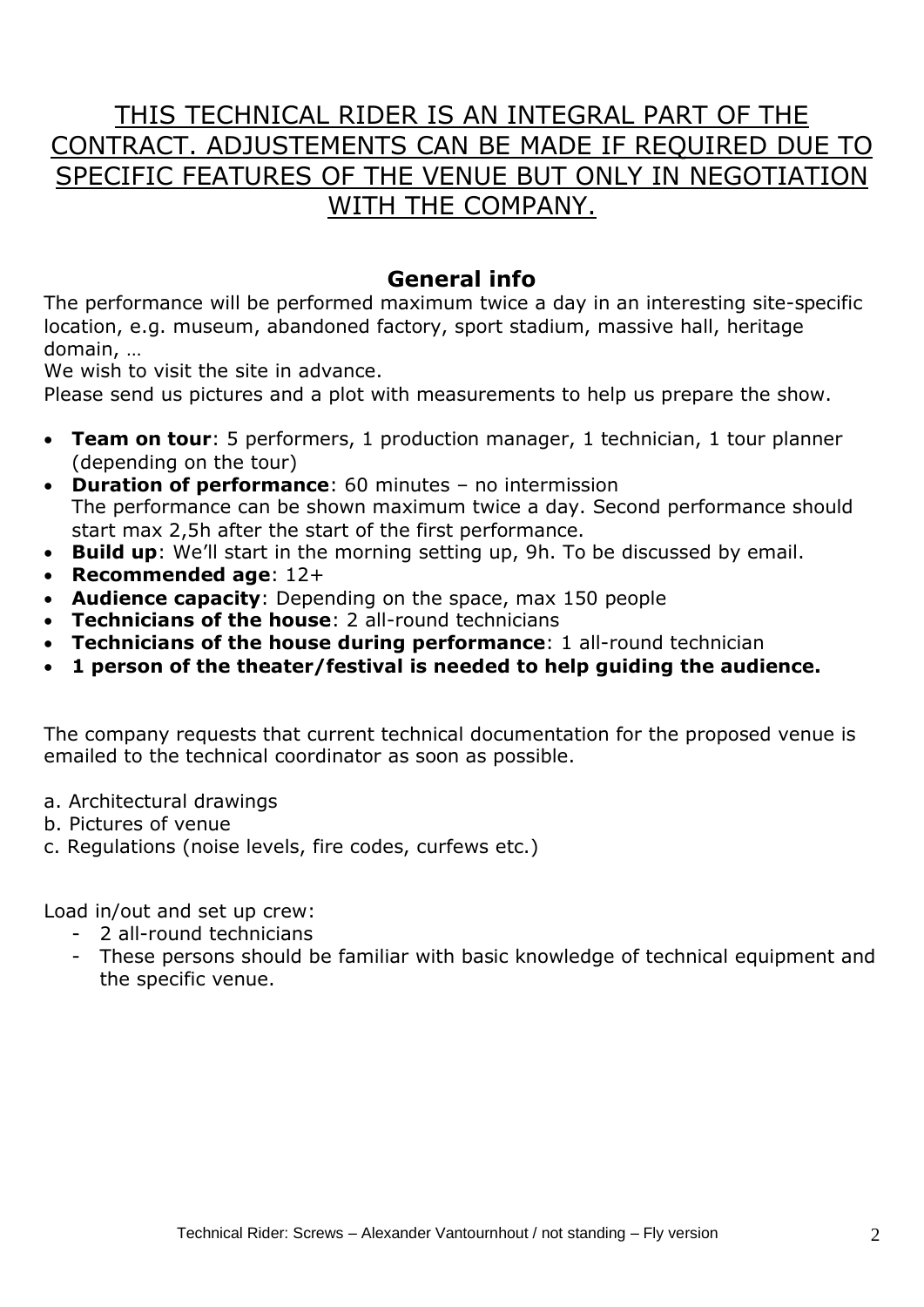<u>THIS TECHNICAL RIDER IS AN INTEGRAL PART OF THE CONTRACT. ADJUSTEMENTS CAN BE MADE IF REQUIRED DUE TO SPECIFIC FEATURES OF THE VENUE BUT ONLY IN NEGOTIATION WITH THE COMPANY.</u>

## General info

The performance will be performed maximum twice a day in an interesting site-specific location, e.g. museum, abandoned factory, sport stadium, massive hall, heritage domain, …
We wish to visit the site in advance.
Please send us pictures and a plot with measurements to help us prepare the show.

- **Team on tour**: 5 performers, 1 production manager, 1 technician, 1 tour planner (depending on the tour)
- **Duration of performance**: 60 minutes – no intermission
  The performance can be shown maximum twice a day. Second performance should start max 2,5h after the start of the first performance.
- **Build up**: We'll start in the morning setting up, 9h. To be discussed by email.
- **Recommended age**: 12+
- **Audience capacity**: Depending on the space, max 150 people
- **Technicians of the house**: 2 all-round technicians
- **Technicians of the house during performance**: 1 all-round technician
- **1 person of the theater/festival is needed to help guiding the audience.**

The company requests that current technical documentation for the proposed venue is emailed to the technical coordinator as soon as possible.

a. Architectural drawings
b. Pictures of venue
c. Regulations (noise levels, fire codes, curfews etc.)

Load in/out and set up crew:

- 2 all-round technicians
- These persons should be familiar with basic knowledge of technical equipment and the specific venue.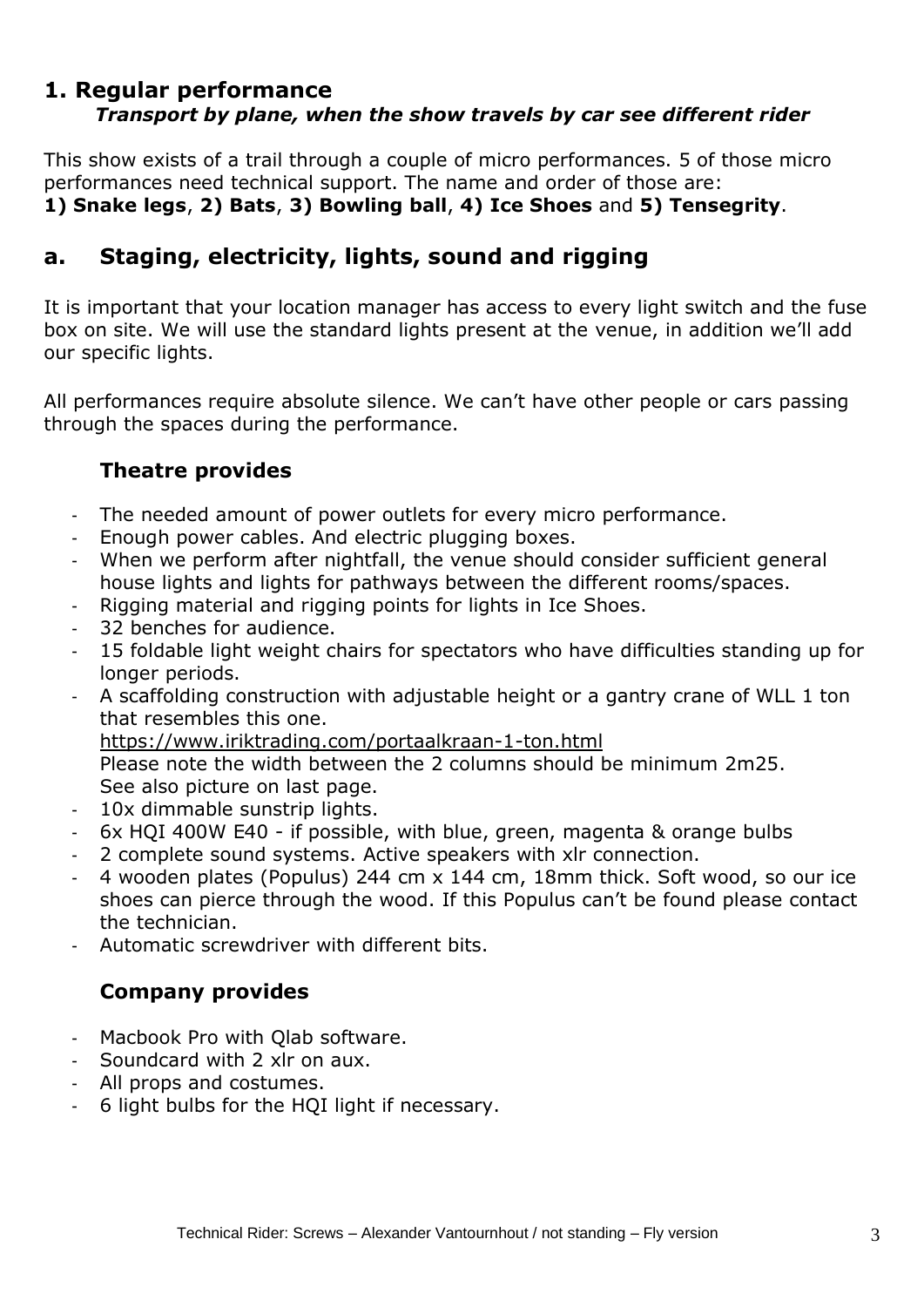# 1. Regular performance

***Transport by plane, when the show travels by car see different rider***

This show exists of a trail through a couple of micro performances. 5 of those micro performances need technical support. The name and order of those are:
**1) Snake legs**, **2) Bats**, **3) Bowling ball**, **4) Ice Shoes** and **5) Tensegrity**.

## a. Staging, electricity, lights, sound and rigging

It is important that your location manager has access to every light switch and the fuse box on site. We will use the standard lights present at the venue, in addition we'll add our specific lights.

All performances require absolute silence. We can't have other people or cars passing through the spaces during the performance.

### Theatre provides

- The needed amount of power outlets for every micro performance.
- Enough power cables. And electric plugging boxes.
- When we perform after nightfall, the venue should consider sufficient general house lights and lights for pathways between the different rooms/spaces.
- Rigging material and rigging points for lights in Ice Shoes.
- 32 benches for audience.
- 15 foldable light weight chairs for spectators who have difficulties standing up for longer periods.
- A scaffolding construction with adjustable height or a gantry crane of WLL 1 ton that resembles this one.
  https://www.iriktrading.com/portaalkraan-1-ton.html
  Please note the width between the 2 columns should be minimum 2m25.
  See also picture on last page.
- 10x dimmable sunstrip lights.
- 6x HQI 400W E40 - if possible, with blue, green, magenta & orange bulbs
- 2 complete sound systems. Active speakers with xlr connection.
- 4 wooden plates (Populus) 244 cm x 144 cm, 18mm thick. Soft wood, so our ice shoes can pierce through the wood. If this Populus can't be found please contact the technician.
- Automatic screwdriver with different bits.

### Company provides

- Macbook Pro with Qlab software.
- Soundcard with 2 xlr on aux.
- All props and costumes.
- 6 light bulbs for the HQI light if necessary.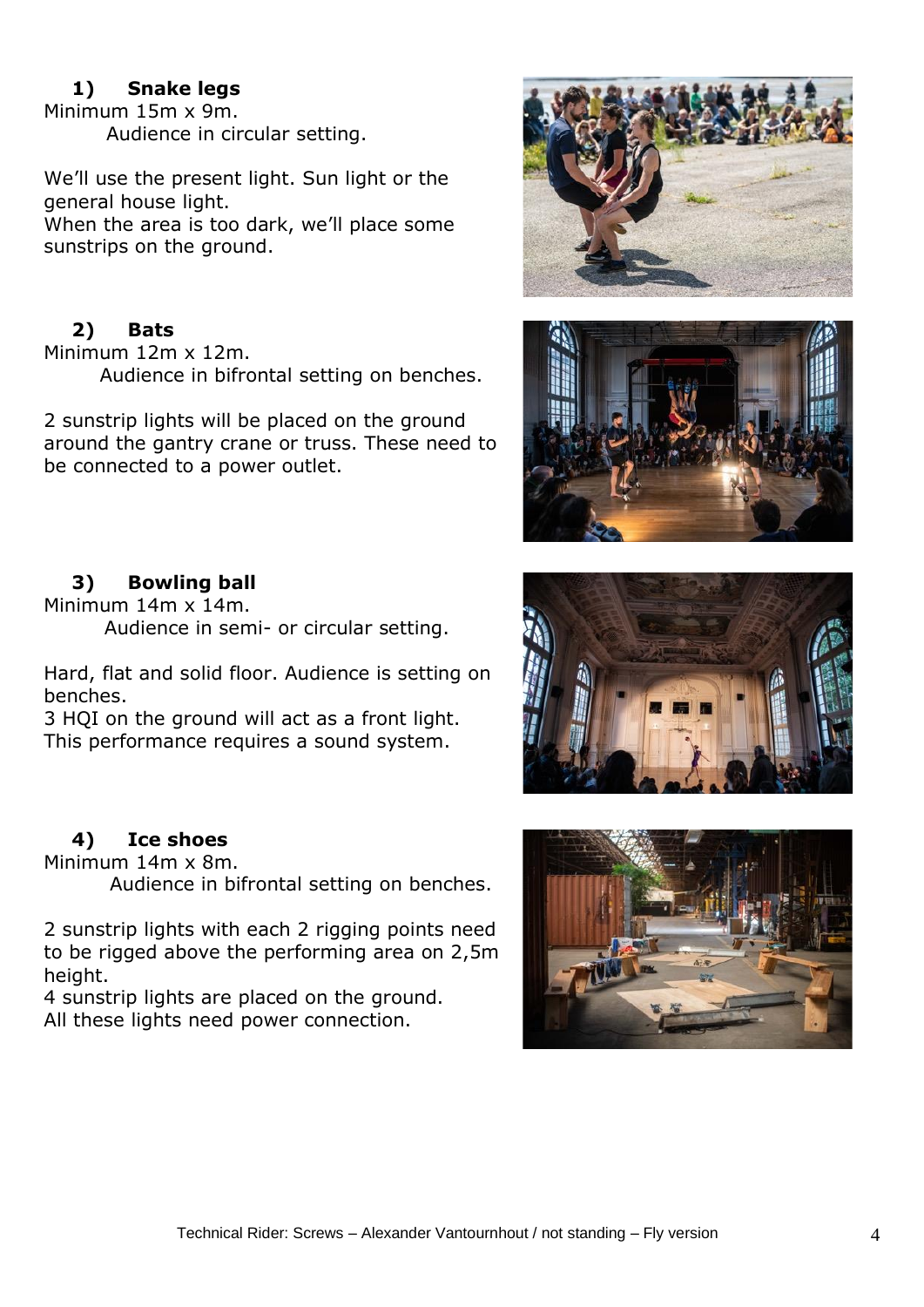### 1) Snake legs

Minimum 15m x 9m.

Audience in circular setting.

We'll use the present light. Sun light or the general house light.
When the area is too dark, we'll place some sunstrips on the ground.

### 2) Bats

Minimum 12m x 12m.

Audience in bifrontal setting on benches.

2 sunstrip lights will be placed on the ground around the gantry crane or truss. These need to be connected to a power outlet.

### 3) Bowling ball

Minimum 14m x 14m.

Audience in semi- or circular setting.

Hard, flat and solid floor. Audience is setting on benches.
3 HQI on the ground will act as a front light.
This performance requires a sound system.

### 4) Ice shoes

Minimum 14m x 8m.

Audience in bifrontal setting on benches.

2 sunstrip lights with each 2 rigging points need to be rigged above the performing area on 2,5m height.
4 sunstrip lights are placed on the ground.
All these lights need power connection.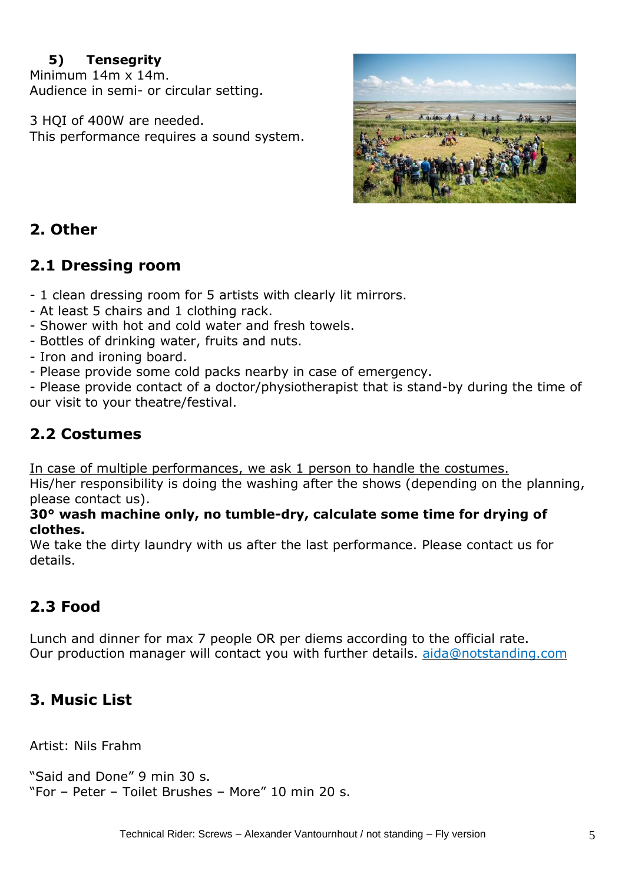**5) Tensegrity**
Minimum 14m x 14m.
Audience in semi- or circular setting.

3 HQI of 400W are needed.
This performance requires a sound system.

## 2. Other

## 2.1 Dressing room

- 1 clean dressing room for 5 artists with clearly lit mirrors.
- At least 5 chairs and 1 clothing rack.
- Shower with hot and cold water and fresh towels.
- Bottles of drinking water, fruits and nuts.
- Iron and ironing board.
- Please provide some cold packs nearby in case of emergency.
- Please provide contact of a doctor/physiotherapist that is stand-by during the time of our visit to your theatre/festival.

## 2.2 Costumes

In case of multiple performances, we ask 1 person to handle the costumes.
His/her responsibility is doing the washing after the shows (depending on the planning, please contact us).
**30° wash machine only, no tumble-dry, calculate some time for drying of clothes.**
We take the dirty laundry with us after the last performance. Please contact us for details.

## 2.3 Food

Lunch and dinner for max 7 people OR per diems according to the official rate.
Our production manager will contact you with further details. aida@notstanding.com

## 3. Music List

Artist: Nils Frahm

"Said and Done" 9 min 30 s.
"For – Peter – Toilet Brushes – More" 10 min 20 s.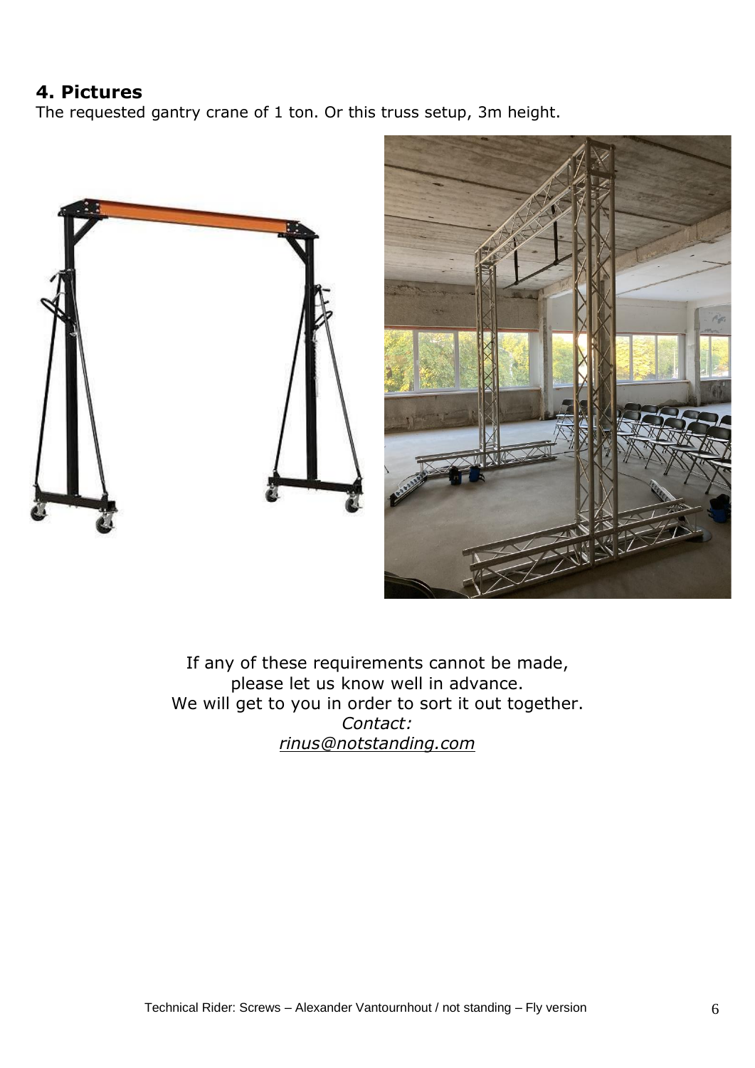## 4. Pictures

The requested gantry crane of 1 ton. Or this truss setup, 3m height.

If any of these requirements cannot be made,
please let us know well in advance.
We will get to you in order to sort it out together.
*Contact:*
*rinus@notstanding.com*